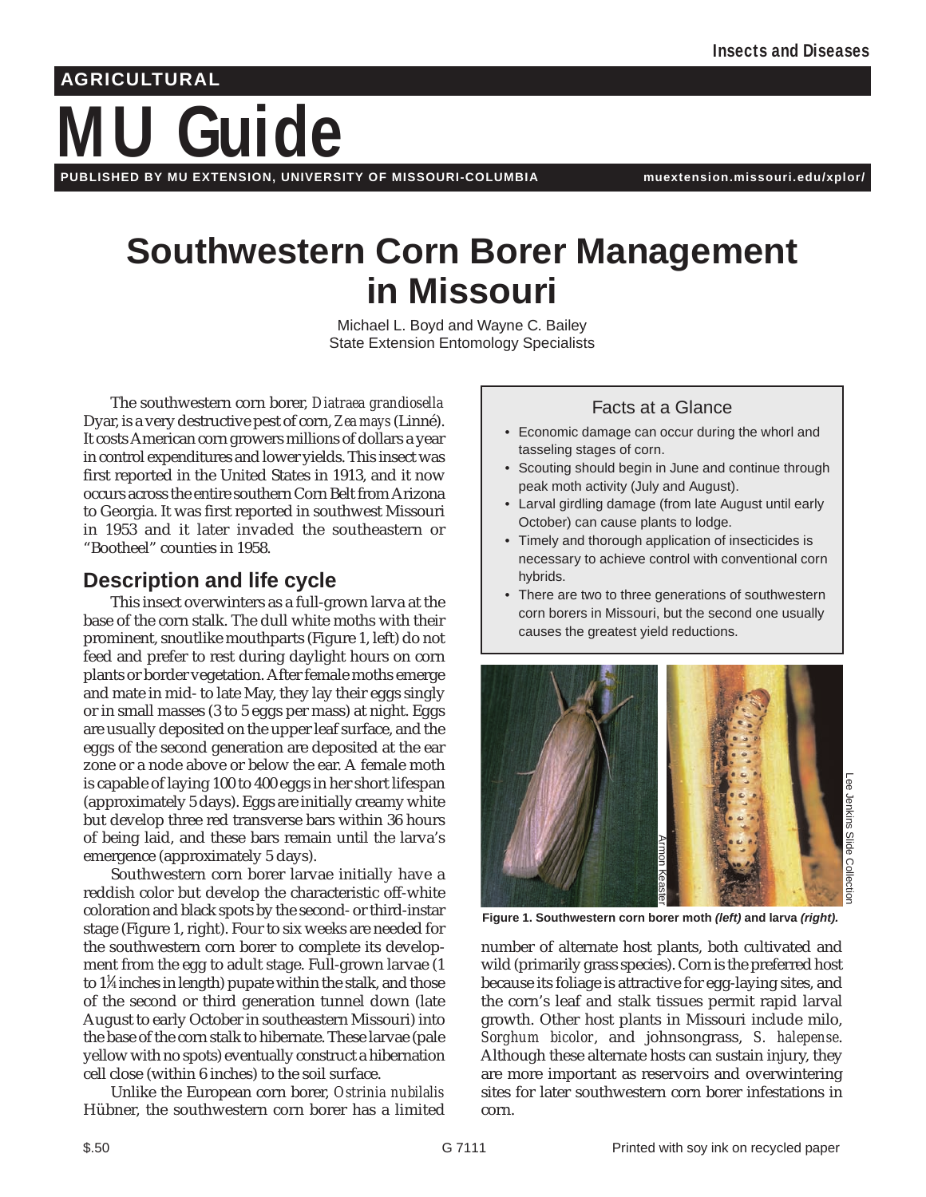AGRICULTURAL

# MU Guide

PUBLISHED BY MU EXTENSION, UNIVERSITY OF MISSOURI-COLUMBIA

# Southwestern Corn Borer Management in Missouri

Michael L. Boyd and Wayne C. Bailey
State Extension Entomology Specialists

The southwestern corn borer, *Diatraea grandiosella* Dyar, is a very destructive pest of corn, *Zea mays* (Linné). It costs American corn growers millions of dollars a year in control expenditures and lower yields. This insect was first reported in the United States in 1913, and it now occurs across the entire southern Corn Belt from Arizona to Georgia. It was first reported in southwest Missouri in 1953 and it later invaded the southeastern or "Bootheel" counties in 1958.

### Facts at a Glance

- Economic damage can occur during the whorl and tasseling stages of corn.
- Scouting should begin in June and continue through peak moth activity (July and August).
- Larval girdling damage (from late August until early October) can cause plants to lodge.
- Timely and thorough application of insecticides is necessary to achieve control with conventional corn hybrids.
- There are two to three generations of southwestern corn borers in Missouri, but the second one usually causes the greatest yield reductions.

## Description and life cycle

This insect overwinters as a full-grown larva at the base of the corn stalk. The dull white moths with their prominent, snoutlike mouthparts (Figure 1, left) do not feed and prefer to rest during daylight hours on corn plants or border vegetation. After female moths emerge and mate in mid- to late May, they lay their eggs singly or in small masses (3 to 5 eggs per mass) at night. Eggs are usually deposited on the upper leaf surface, and the eggs of the second generation are deposited at the ear zone or a node above or below the ear. A female moth is capable of laying 100 to 400 eggs in her short lifespan (approximately 5 days). Eggs are initially creamy white but develop three red transverse bars within 36 hours of being laid, and these bars remain until the larva's emergence (approximately 5 days).

Southwestern corn borer larvae initially have a reddish color but develop the characteristic off-white coloration and black spots by the second- or third-instar stage (Figure 1, right). Four to six weeks are needed for the southwestern corn borer to complete its development from the egg to adult stage. Full-grown larvae (1 to 1¼ inches in length) pupate within the stalk, and those of the second or third generation tunnel down (late August to early October in southeastern Missouri) into the base of the corn stalk to hibernate. These larvae (pale yellow with no spots) eventually construct a hibernation cell close (within 6 inches) to the soil surface.

Unlike the European corn borer, *Ostrinia nubilalis* Hübner, the southwestern corn borer has a limited number of alternate host plants, both cultivated and wild (primarily grass species). Corn is the preferred host because its foliage is attractive for egg-laying sites, and the corn's leaf and stalk tissues permit rapid larval growth. Other host plants in Missouri include milo, *Sorghum bicolor*, and johnsongrass, *S. halepense*. Although these alternate hosts can sustain injury, they are more important as reservoirs and overwintering sites for later southwestern corn borer infestations in corn.

**Figure 1. Southwestern corn borer moth *(left)* and larva *(right).***

$.50 G 7111 Printed with soy ink on recycled paper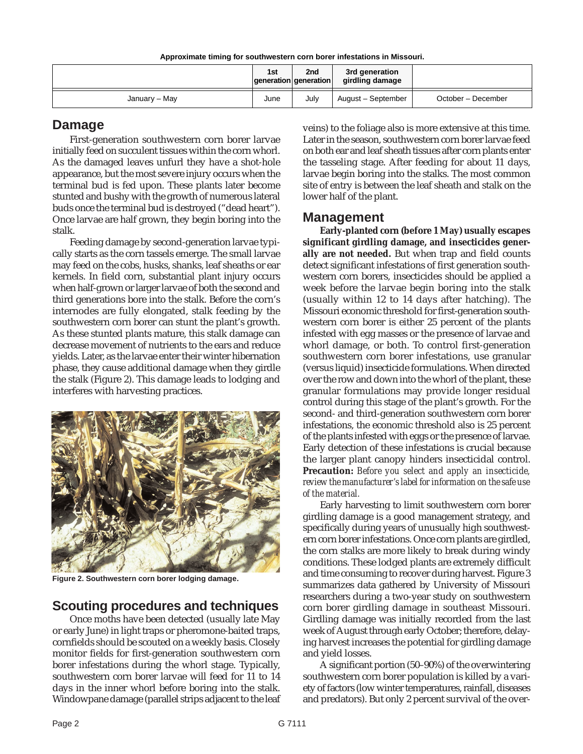**Approximate timing for southwestern corn borer infestations in Missouri.**

| | 1st generation | 2nd generation | 3rd generation girdling damage | |
|---|---|---|---|---|
| January – May | June | July | August – September | October – December |

## Damage

First-generation southwestern corn borer larvae initially feed on succulent tissues within the corn whorl. As the damaged leaves unfurl they have a shot-hole appearance, but the most severe injury occurs when the terminal bud is fed upon. These plants later become stunted and bushy with the growth of numerous lateral buds once the terminal bud is destroyed ("dead heart"). Once larvae are half grown, they begin boring into the stalk.

Feeding damage by second-generation larvae typically starts as the corn tassels emerge. The small larvae may feed on the cobs, husks, shanks, leaf sheaths or ear kernels. In field corn, substantial plant injury occurs when half-grown or larger larvae of both the second and third generations bore into the stalk. Before the corn's internodes are fully elongated, stalk feeding by the southwestern corn borer can stunt the plant's growth. As these stunted plants mature, this stalk damage can decrease movement of nutrients to the ears and reduce yields. Later, as the larvae enter their winter hibernation phase, they cause additional damage when they girdle the stalk (Figure 2). This damage leads to lodging and interferes with harvesting practices.

**Figure 2. Southwestern corn borer lodging damage.**

## Scouting procedures and techniques

Once moths have been detected (usually late May or early June) in light traps or pheromone-baited traps, cornfields should be scouted on a weekly basis. Closely monitor fields for first-generation southwestern corn borer infestations during the whorl stage. Typically, southwestern corn borer larvae will feed for 11 to 14 days in the inner whorl before boring into the stalk. Windowpane damage (parallel strips adjacent to the leaf veins) to the foliage also is more extensive at this time. Later in the season, southwestern corn borer larvae feed on both ear and leaf sheath tissues after corn plants enter the tasseling stage. After feeding for about 11 days, larvae begin boring into the stalks. The most common site of entry is between the leaf sheath and stalk on the lower half of the plant.

## Management

**Early-planted corn (before 1 May) usually escapes significant girdling damage, and insecticides generally are not needed.** But when trap and field counts detect significant infestations of first generation southwestern corn borers, insecticides should be applied a week before the larvae begin boring into the stalk (usually within 12 to 14 days after hatching). The Missouri economic threshold for first-generation southwestern corn borer is either 25 percent of the plants infested with egg masses or the presence of larvae and whorl damage, or both. To control first-generation southwestern corn borer infestations, use granular (versus liquid) insecticide formulations. When directed over the row and down into the whorl of the plant, these granular formulations may provide longer residual control during this stage of the plant's growth. For the second- and third-generation southwestern corn borer infestations, the economic threshold also is 25 percent of the plants infested with eggs or the presence of larvae. Early detection of these infestations is crucial because the larger plant canopy hinders insecticidal control. **Precaution:** *Before you select and apply an insecticide, review the manufacturer's label for information on the safe use of the material.*

Early harvesting to limit southwestern corn borer girdling damage is a good management strategy, and specifically during years of unusually high southwestern corn borer infestations. Once corn plants are girdled, the corn stalks are more likely to break during windy conditions. These lodged plants are extremely difficult and time consuming to recover during harvest. Figure 3 summarizes data gathered by University of Missouri researchers during a two-year study on southwestern corn borer girdling damage in southeast Missouri. Girdling damage was initially recorded from the last week of August through early October; therefore, delaying harvest increases the potential for girdling damage and yield losses.

A significant portion (50–90%) of the overwintering southwestern corn borer population is killed by a variety of factors (low winter temperatures, rainfall, diseases and predators). But only 2 percent survival of the over-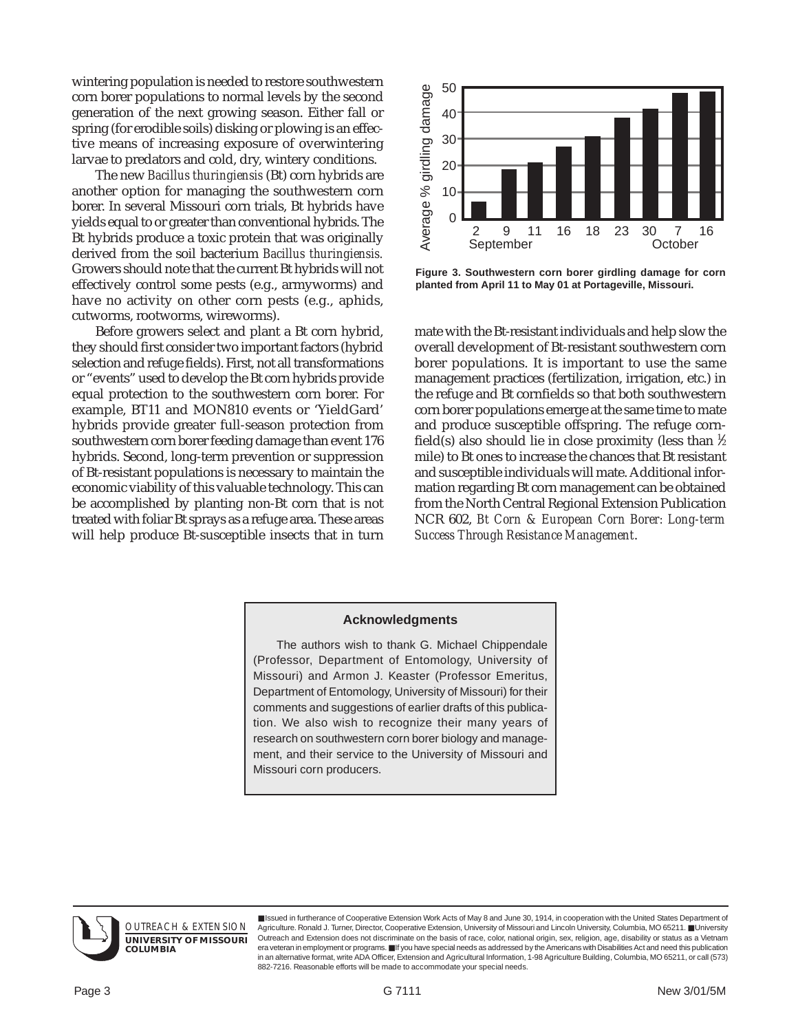wintering population is needed to restore southwestern corn borer populations to normal levels by the second generation of the next growing season. Either fall or spring (for erodible soils) disking or plowing is an effective means of increasing exposure of overwintering larvae to predators and cold, dry, wintery conditions.

The new *Bacillus thuringiensis* (Bt) corn hybrids are another option for managing the southwestern corn borer. In several Missouri corn trials, Bt hybrids have yields equal to or greater than conventional hybrids. The Bt hybrids produce a toxic protein that was originally derived from the soil bacterium *Bacillus thuringiensis.* Growers should note that the current Bt hybrids will not effectively control some pests (e.g., armyworms) and have no activity on other corn pests (e.g., aphids, cutworms, rootworms, wireworms).

Before growers select and plant a Bt corn hybrid, they should first consider two important factors (hybrid selection and refuge fields). First, not all transformations or "events" used to develop the Bt corn hybrids provide equal protection to the southwestern corn borer. For example, BT11 and MON810 events or 'YieldGard' hybrids provide greater full-season protection from southwestern corn borer feeding damage than event 176 hybrids. Second, long-term prevention or suppression of Bt-resistant populations is necessary to maintain the economic viability of this valuable technology. This can be accomplished by planting non-Bt corn that is not treated with foliar Bt sprays as a refuge area. These areas will help produce Bt-susceptible insects that in turn mate with the Bt-resistant individuals and help slow the overall development of Bt-resistant southwestern corn borer populations. It is important to use the same management practices (fertilization, irrigation, etc.) in the refuge and Bt cornfields so that both southwestern corn borer populations emerge at the same time to mate and produce susceptible offspring. The refuge cornfield(s) also should lie in close proximity (less than ½ mile) to Bt ones to increase the chances that Bt resistant and susceptible individuals will mate. Additional information regarding Bt corn management can be obtained from the North Central Regional Extension Publication NCR 602, *Bt Corn & European Corn Borer: Long-term Success Through Resistance Management*.

Average % girdling damage
50
40
30
20
10
0
2 9 11 16 18 23 30 7 16
September
October

**Figure 3. Southwestern corn borer girdling damage for corn planted from April 11 to May 01 at Portageville, Missouri.**

### Acknowledgments

The authors wish to thank G. Michael Chippendale (Professor, Department of Entomology, University of Missouri) and Armon J. Keaster (Professor Emeritus, Department of Entomology, University of Missouri) for their comments and suggestions of earlier drafts of this publication. We also wish to recognize their many years of research on southwestern corn borer biology and management, and their service to the University of Missouri and Missouri corn producers.

OUTREACH & EXTENSION
UNIVERSITY OF MISSOURI
COLUMBIA

■ Issued in furtherance of Cooperative Extension Work Acts of May 8 and June 30, 1914, in cooperation with the United States Department of Agriculture. Ronald J. Turner, Director, Cooperative Extension, University of Missouri and Lincoln University, Columbia, MO 65211. ■ University Outreach and Extension does not discriminate on the basis of race, color, national origin, sex, religion, age, disability or status as a Vietnam era veteran in employment or programs. ■ If you have special needs as addressed by the Americans with Disabilities Act and need this publication in an alternative format, write ADA Officer, Extension and Agricultural Information, 1-98 Agriculture Building, Columbia, MO 65211, or call (573) 882-7216. Reasonable efforts will be made to accommodate your special needs.

G 7111 New 3/01/5M